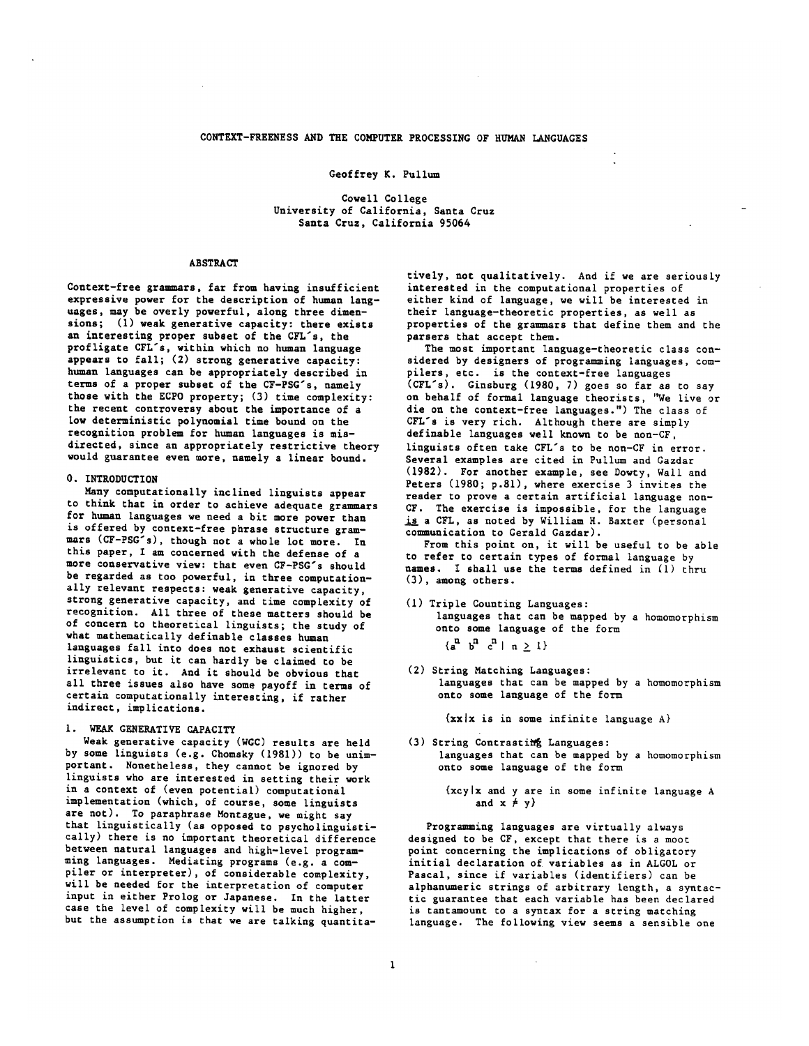# CONTEXT-FREENESS AND THE COMPUTER PROCESSING OF HUMAN LANGUAGES

Geoffrey K. Pullum

Cowell College
University of California, Santa Cruz
Santa Cruz, California 95064

## ABSTRACT

Context-free grammars, far from having insufficient expressive power for the description of human languages, may be overly powerful, along three dimensions; (1) weak generative capacity: there exists an interesting proper subset of the CFL's, the profligate CFL's, within which no human language appears to fall; (2) strong generative capacity: human languages can be appropriately described in terms of a proper subset of the CF-PSG's, namely those with the ECPO property; (3) time complexity: the recent controversy about the importance of a low deterministic polynomial time bound on the recognition problem for human languages is misdirected, since an appropriately restrictive theory would guarantee even more, namely a linear bound.

## 0. INTRODUCTION

Many computationally inclined linguists appear to think that in order to achieve adequate grammars for human languages we need a bit more power than is offered by context-free phrase structure grammars (CF-PSG's), though not a whole lot more. In this paper, I am concerned with the defense of a more conservative view: that even CF-PSG's should be regarded as too powerful, in three computationally relevant respects: weak generative capacity, strong generative capacity, and time complexity of recognition. All three of these matters should be of concern to theoretical linguists; the study of what mathematically definable classes human languages fall into does not exhaust scientific linguistics, but it can hardly be claimed to be irrelevant to it. And it should be obvious that all three issues also have some payoff in terms of certain computationally interesting, if rather indirect, implications.

## 1. WEAK GENERATIVE CAPACITY

Weak generative capacity (WGC) results are held by some linguists (e.g. Chomsky (1981)) to be unimportant. Nonetheless, they cannot be ignored by linguists who are interested in setting their work in a context of (even potential) computational implementation (which, of course, some linguists are not). To paraphrase Montague, we might say that linguistically (as opposed to psycholinguistically) there is no important theoretical difference between natural languages and high-level programming languages. Mediating programs (e.g. a compiler or interpreter), of considerable complexity, will be needed for the interpretation of computer input in either Prolog or Japanese. In the latter case the level of complexity will be much higher, but the assumption is that we are talking quantitatively, not qualitatively. And if we are seriously interested in the computational properties of either kind of language, we will be interested in their language-theoretic properties, as well as properties of the grammars that define them and the parsers that accept them.

The most important language-theoretic class considered by designers of programming languages, compilers, etc. is the context-free languages (CFL's). Ginsburg (1980, 7) goes so far as to say on behalf of formal language theorists, "We live or die on the context-free languages.") The class of CFL's is very rich. Although there are simply definable languages well known to be non-CF, linguists often take CFL's to be non-CF in error. Several examples are cited in Pullum and Gazdar (1982). For another example, see Dowty, Wall and Peters (1980; p.81), where exercise 3 invites the reader to prove a certain artificial language non-CF. The exercise is impossible, for the language *is* a CFL, as noted by William H. Baxter (personal communication to Gerald Gazdar).

From this point on, it will be useful to be able to refer to certain types of formal language by names. I shall use the terms defined in (1) thru (3), among others.

(1) Triple Counting Languages:
languages that can be mapped by a homomorphism onto some language of the form
$\{a^n\ b^n\ c^n \mid n \geq 1\}$

(2) String Matching Languages:
languages that can be mapped by a homomorphism onto some language of the form

$\{xx \mid x \text{ is in some infinite language } A\}$

(3) String Contrasting Languages:
languages that can be mapped by a homomorphism onto some language of the form

$\{xcy \mid x \text{ and } y \text{ are in some infinite language } A \text{ and } x \neq y\}$

Programming languages are virtually always designed to be CF, except that there is a moot point concerning the implications of obligatory initial declaration of variables as in ALGOL or Pascal, since if variables (identifiers) can be alphanumeric strings of arbitrary length, a syntactic guarantee that each variable has been declared is tantamount to a syntax for a string matching language. The following view seems a sensible one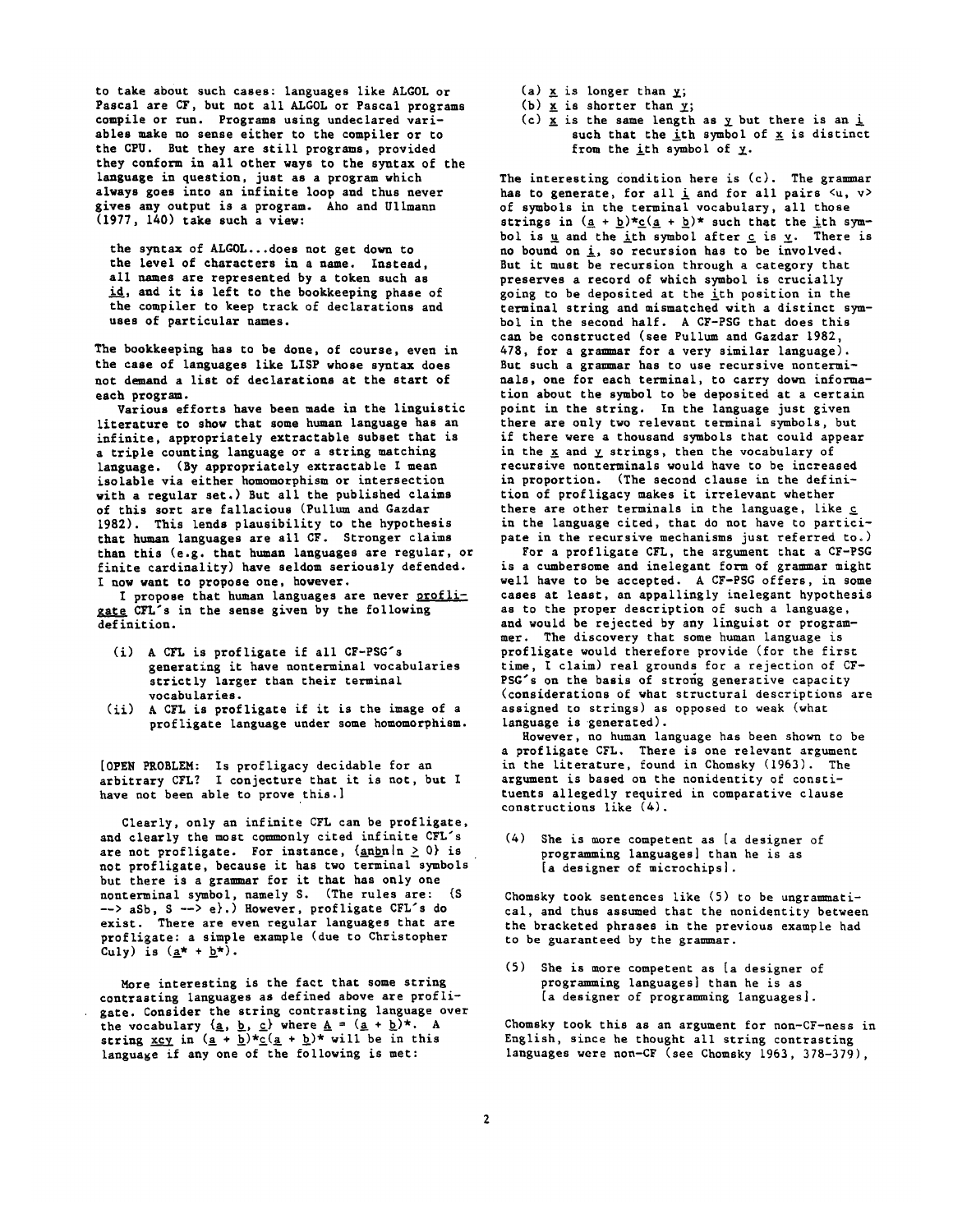to take about such cases: languages like ALGOL or Pascal are CF, but not all ALGOL or Pascal programs compile or run. Programs using undeclared variables make no sense either to the compiler or to the CPU. But they are still programs, provided they conform in all other ways to the syntax of the language in question, just as a program which always goes into an infinite loop and thus never gives any output is a program. Aho and Ullmann (1977, 140) take such a view:

> the syntax of ALGOL...does not get down to the level of characters in a name. Instead, all names are represented by a token such as *id*, and it is left to the bookkeeping phase of the compiler to keep track of declarations and uses of particular names.

The bookkeeping has to be done, of course, even in the case of languages like LISP whose syntax does not demand a list of declarations at the start of each program.

Various efforts have been made in the linguistic literature to show that some human language has an infinite, appropriately extractable subset that is a triple counting language or a string matching language. (By appropriately extractable I mean isolable via either homomorphism or intersection with a regular set.) But all the published claims of this sort are fallacious (Pullum and Gazdar 1982). This lends plausibility to the hypothesis that human languages are all CF. Stronger claims than this (e.g. that human languages are regular, or finite cardinality) have seldom seriously defended. I now want to propose one, however.

I propose that human languages are never *profligate* CFL's in the sense given by the following definition.

(i) A CFL is profligate if all CF-PSG's generating it have nonterminal vocabularies strictly larger than their terminal vocabularies.
(ii) A CFL is profligate if it is the image of a profligate language under some homomorphism.

[OPEN PROBLEM: Is profligacy decidable for an arbitrary CFL? I conjecture that it is not, but I have not been able to prove this.]

Clearly, only an infinite CFL can be profligate, and clearly the most commonly cited infinite CFL's are not profligate. For instance, $\{a^nb^n | n \geq 0\}$ is not profligate, because it has two terminal symbols but there is a grammar for it that has only one nonterminal symbol, namely S. (The rules are: $\{S \rightarrow aSb, S \rightarrow e\}$.) However, profligate CFL's do exist. There are even regular languages that are profligate: a simple example (due to Christopher Culy) is $(a^* + b^*)$.

More interesting is the fact that some string contrasting languages as defined above are profligate. Consider the string contrasting language over the vocabulary $\{a, b, c\}$ where $A = (a + b)^*$. A string $xcy$ in $(a + b)^*c(a + b)^*$ will be in this language if any one of the following is met:

(a) $x$ is longer than $y$;
(b) $x$ is shorter than $y$;
(c) $x$ is the same length as $y$ but there is an $i$ such that the $i$th symbol of $x$ is distinct from the $i$th symbol of $y$.

The interesting condition here is (c). The grammar has to generate, for all $i$ and for all pairs $\langle u, v \rangle$ of symbols in the terminal vocabulary, all those strings in $(a + b)^*c(a + b)^*$ such that the $i$th symbol is $u$ and the $i$th symbol after $c$ is $v$. There is no bound on $i$, so recursion has to be involved. But it must be recursion through a category that preserves a record of which symbol is crucially going to be deposited at the $i$th position in the terminal string and mismatched with a distinct symbol in the second half. A CF-PSG that does this can be constructed (see Pullum and Gazdar 1982, 478, for a grammar for a very similar language). But such a grammar has to use recursive nonterminals, one for each terminal, to carry down information about the symbol to be deposited at a certain point in the string. In the language just given there are only two relevant terminal symbols, but if there were a thousand symbols that could appear in the $x$ and $y$ strings, then the vocabulary of recursive nonterminals would have to be increased in proportion. (The second clause in the definition of profligacy makes it irrelevant whether there are other terminals in the language, like $c$ in the language cited, that do not have to participate in the recursive mechanisms just referred to.)

For a profligate CFL, the argument that a CF-PSG is a cumbersome and inelegant form of grammar might well have to be accepted. A CF-PSG offers, in some cases at least, an appallingly inelegant hypothesis as to the proper description of such a language, and would be rejected by any linguist or programmer. The discovery that some human language is profligate would therefore provide (for the first time, I claim) real grounds for a rejection of CF-PSG's on the basis of strong generative capacity (considerations of what structural descriptions are assigned to strings) as opposed to weak (what language is generated).

However, no human language has been shown to be a profligate CFL. There is one relevant argument in the literature, found in Chomsky (1963). The argument is based on the nonidentity of constituents allegedly required in comparative clause constructions like (4).

(4) She is more competent as [a designer of programming languages] than he is as [a designer of microchips].

Chomsky took sentences like (5) to be ungrammatical, and thus assumed that the nonidentity between the bracketed phrases in the previous example had to be guaranteed by the grammar.

(5) She is more competent as [a designer of programming languages] than he is as [a designer of programming languages].

Chomsky took this as an argument for non-CF-ness in English, since he thought all string contrasting languages were non-CF (see Chomsky 1963, 378-379),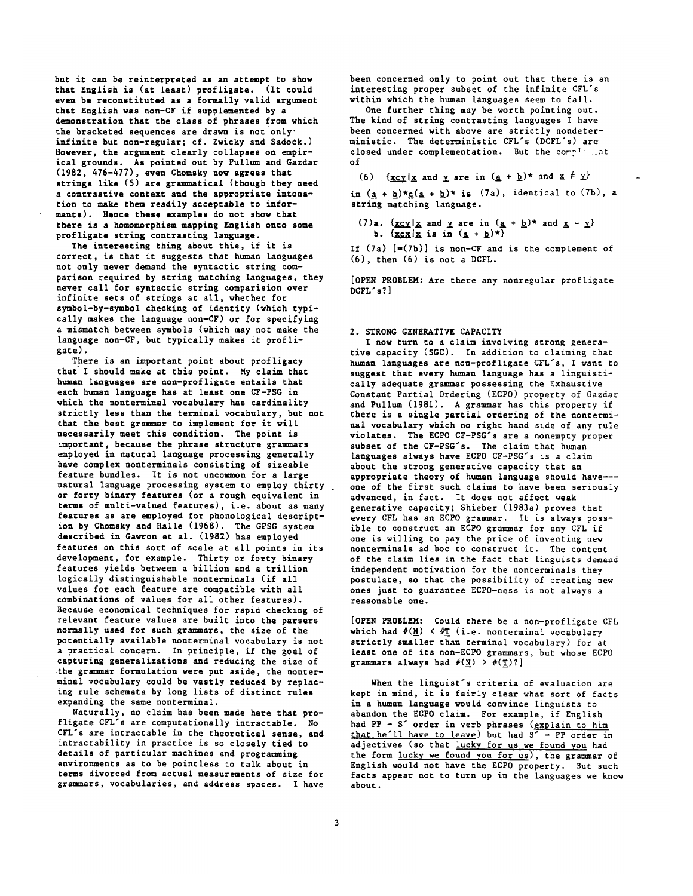but it can be reinterpreted as an attempt to show that English is (at least) profligate. (It could even be reconstituted as a formally valid argument that English was non-CF if supplemented by a demonstration that the class of phrases from which the bracketed sequences are drawn is not only infinite but non-regular; cf. Zwicky and Sadock.) However, the argument clearly collapses on empirical grounds. As pointed out by Pullum and Gazdar (1982, 476-477), even Chomsky now agrees that strings like (5) are grammatical (though they need a contrastive context and the appropriate intonation to make them readily acceptable to informants). Hence these examples do not show that there is a homomorphism mapping English onto some profligate string contrasting language.

The interesting thing about this, if it is correct, is that it suggests that human languages not only never demand the syntactic string comparison required by string matching languages, they never call for syntactic string comparision over infinite sets of strings at all, whether for symbol-by-symbol checking of identity (which typically makes the language non-CF) or for specifying a mismatch between symbols (which may not make the language non-CF, but typically makes it profligate).

There is an important point about profligacy that I should make at this point. My claim that human languages are non-profligate entails that each human language has at least one CF-PSG in which the nonterminal vocabulary has cardinality strictly less than the terminal vocabulary, but not that the best grammar to implement for it will necessarily meet this condition. The point is important, because the phrase structure grammars employed in natural language processing generally have complex nonterminals consisting of sizeable feature bundles. It is not uncommon for a large natural language processing system to employ thirty or forty binary features (or a rough equivalent in terms of multi-valued features), i.e. about as many features as are employed for phonological description by Chomsky and Halle (1968). The GPSG system described in Gawron et al. (1982) has employed features on this sort of scale at all points in its development, for example. Thirty or forty binary features yields between a billion and a trillion logically distinguishable nonterminals (if all values for each feature are compatible with all combinations of values for all other features). Because economical techniques for rapid checking of relevant feature values are built into the parsers normally used for such grammars, the size of the potentially available nonterminal vocabulary is not a practical concern. In principle, if the goal of capturing generalizations and reducing the size of the grammar formulation were put aside, the nonterminal vocabulary could be vastly reduced by replacing rule schemata by long lists of distinct rules expanding the same nonterminal.

Naturally, no claim has been made here that profligate CFL's are computationally intractable. No CFL's are intractable in the theoretical sense, and intractability in practice is so closely tied to details of particular machines and programming environments as to be pointless to talk about in terms divorced from actual measurements of size for grammars, vocabularies, and address spaces. I have been concerned only to point out that there is an interesting proper subset of the infinite CFL's within which the human languages seem to fall.

One further thing may be worth pointing out. The kind of string contrasting languages I have been concerned with above are strictly nondeterministic. The deterministic CFL's (DCFL's) are closed under complementation. But the complement of

(6) $\{\underline{x}\underline{c}\underline{y} \mid \underline{x} \text{ and } \underline{y} \text{ are in } (\underline{a} + \underline{b})^* \text{ and } \underline{x} \neq \underline{y}\}$

in $(\underline{a} + \underline{b})^*\underline{c}(\underline{a} + \underline{b})^*$ is (7a), identical to (7b), a string matching language.

(7)a. $\{\underline{x}\underline{c}\underline{y} \mid \underline{x} \text{ and } \underline{y} \text{ are in } (\underline{a} + \underline{b})^* \text{ and } \underline{x} = \underline{y}\}$
b. $\{\underline{x}\underline{c}\underline{x} \mid \underline{x} \text{ is in } (\underline{a} + \underline{b})^*\}$

If (7a) [=(7b)] is non-CF and is the complement of (6), then (6) is not a DCFL.

[OPEN PROBLEM: Are there any nonregular profligate DCFL's?]

## 2. STRONG GENERATIVE CAPACITY

I now turn to a claim involving strong generative capacity (SGC). In addition to claiming that human languages are non-profligate CFL's, I want to suggest that every human language has a linguistically adequate grammar possessing the Exhaustive Constant Partial Ordering (ECPO) property of Gazdar and Pullum (1981). A grammar has this property if there is a single partial ordering of the nonterminal vocabulary which no right hand side of any rule violates. The ECPO CF-PSG's are a nonempty proper subset of the CF-PSG's. The claim that human languages always have ECPO CF-PSG's is a claim about the strong generative capacity that an appropriate theory of human language should have--- one of the first such claims to have been seriously advanced, in fact. It does not affect weak generative capacity; Shieber (1983a) proves that every CFL has an ECPO grammar. It is always possible to construct an ECPO grammar for any CFL if one is willing to pay the price of inventing new nonterminals ad hoc to construct it. The content of the claim lies in the fact that linguists demand independent motivation for the nonterminals they postulate, so that the possibility of creating new ones just to guarantee ECPO-ness is not always a reasonable one.

[OPEN PROBLEM: Could there be a non-profligate CFL which had $\#(\underline{N}) < \#(\underline{T})$ (i.e. nonterminal vocabulary strictly smaller than terminal vocabulary) for at least one of its non-ECPO grammars, but whose ECPO grammars always had $\#(\underline{N}) > \#(\underline{T})$?]

When the linguist's criteria of evaluation are kept in mind, it is fairly clear what sort of facts in a human language would convince linguists to abandon the ECPO claim. For example, if English had PP - S' order in verb phrases (<u>explain to him that he'll have to leave</u>) but had S' - PP order in adjectives (so that <u>lucky for us we found you</u> had the form <u>lucky we found you for us</u>), the grammar of English would not have the ECPO property. But such facts appear not to turn up in the languages we know about.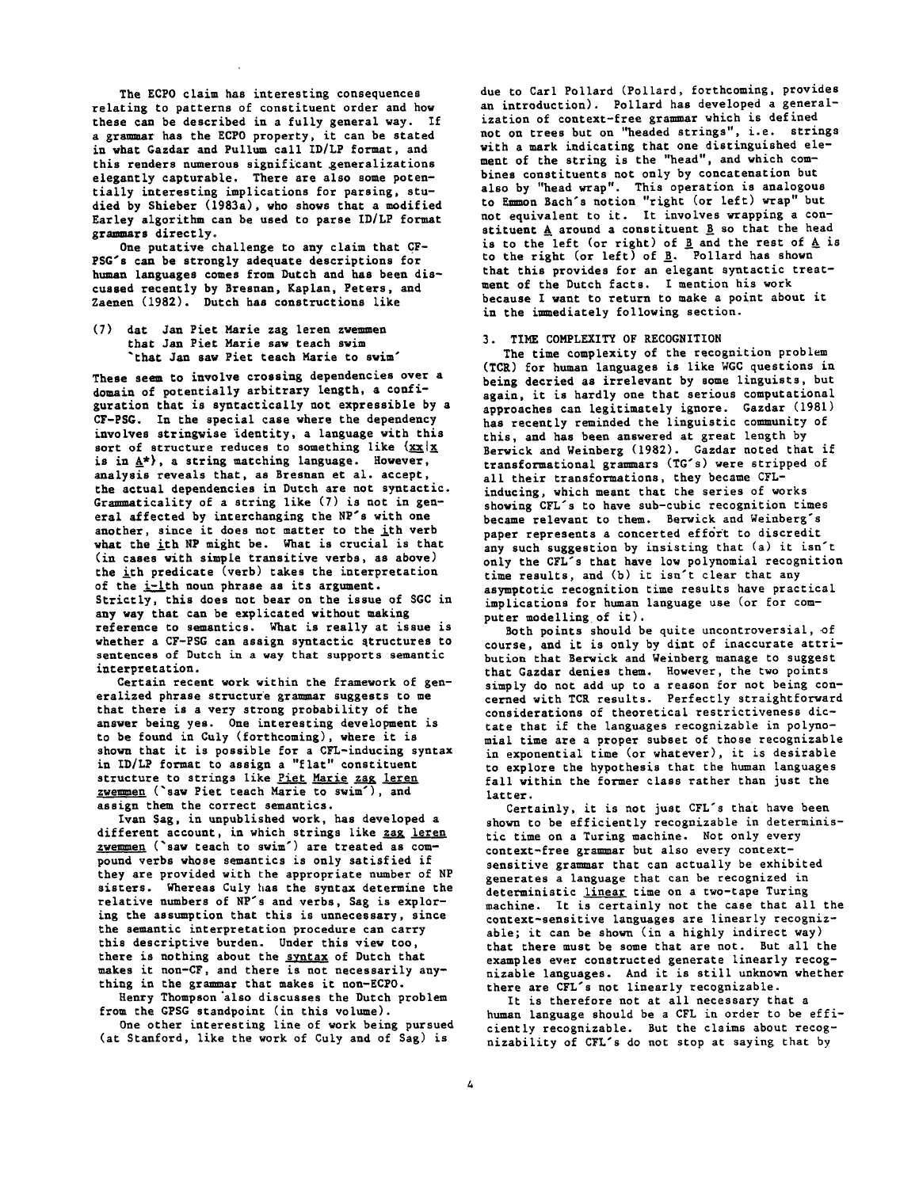The ECPO claim has interesting consequences relating to patterns of constituent order and how these can be described in a fully general way. If a grammar has the ECPO property, it can be stated in what Gazdar and Pullum call ID/LP format, and this renders numerous significant generalizations elegantly capturable. There are also some potentially interesting implications for parsing, studied by Shieber (1983a), who shows that a modified Earley algorithm can be used to parse ID/LP format grammars directly.

One putative challenge to any claim that CF-PSG's can be strongly adequate descriptions for human languages comes from Dutch and has been discussed recently by Bresnan, Kaplan, Peters, and Zaenen (1982). Dutch has constructions like

(7) dat Jan Piet Marie zag leren zwemmen
  that Jan Piet Marie saw teach swim
  'that Jan saw Piet teach Marie to swim'

These seem to involve crossing dependencies over a domain of potentially arbitrary length, a configuration that is syntactically not expressible by a CF-PSG. In the special case where the dependency involves stringwise identity, a language with this sort of structure reduces to something like $\{\underline{xx} \mid \underline{x}$ is in $\underline{A}^*\}$, a string matching language. However, analysis reveals that, as Bresnan et al. accept, the actual dependencies in Dutch are not syntactic. Grammaticality of a string like (7) is not in general affected by interchanging the NP's with one another, since it does not matter to the *i*th verb what the *i*th NP might be. What is crucial is that (in cases with simple transitive verbs, as above) the *i*th predicate (verb) takes the interpretation of the *i-1*th noun phrase as its argument. Strictly, this does not bear on the issue of SGC in any way that can be explicated without making reference to semantics. What is really at issue is whether a CF-PSG can assign syntactic structures to sentences of Dutch in a way that supports semantic interpretation.

Certain recent work within the framework of generalized phrase structure grammar suggests to me that there is a very strong probability of the answer being yes. One interesting development is to be found in Culy (forthcoming), where it is shown that it is possible for a CFL-inducing syntax in ID/LP format to assign a "flat" constituent structure to strings like *Piet Marie zag leren zwemmen* ('saw Piet teach Marie to swim'), and assign them the correct semantics.

Ivan Sag, in unpublished work, has developed a different account, in which strings like *zag leren zwemmen* ('saw teach to swim') are treated as compound verbs whose semantics is only satisfied if they are provided with the appropriate number of NP sisters. Whereas Culy has the syntax determine the relative numbers of NP's and verbs, Sag is exploring the assumption that this is unnecessary, since the semantic interpretation procedure can carry this descriptive burden. Under this view too, there is nothing about the *syntax* of Dutch that makes it non-CF, and there is not necessarily anything in the grammar that makes it non-ECPO.

Henry Thompson also discusses the Dutch problem from the GPSG standpoint (in this volume).

One other interesting line of work being pursued (at Stanford, like the work of Culy and of Sag) is due to Carl Pollard (Pollard, forthcoming, provides an introduction). Pollard has developed a generalization of context-free grammar which is defined not on trees but on "headed strings", i.e. strings with a mark indicating that one distinguished element of the string is the "head", and which combines constituents not only by concatenation but also by "head wrap". This operation is analogous to Emmon Bach's notion "right (or left) wrap" but not equivalent to it. It involves wrapping a constituent $\underline{A}$ around a constituent $\underline{B}$ so that the head is to the left (or right) of $\underline{B}$ and the rest of $\underline{A}$ is to the right (or left) of $\underline{B}$. Pollard has shown that this provides for an elegant syntactic treatment of the Dutch facts. I mention his work because I want to return to make a point about it in the immediately following section.

## 3. TIME COMPLEXITY OF RECOGNITION

The time complexity of the recognition problem (TCR) for human languages is like WGC questions in being decried as irrelevant by some linguists, but again, it is hardly one that serious computational approaches can legitimately ignore. Gazdar (1981) has recently reminded the linguistic community of this, and has been answered at great length by Berwick and Weinberg (1982). Gazdar noted that if transformational grammars (TG's) were stripped of all their transformations, they became CFL-inducing, which meant that the series of works showing CFL's to have sub-cubic recognition times became relevant to them. Berwick and Weinberg's paper represents a concerted effort to discredit any such suggestion by insisting that (a) it isn't only the CFL's that have low polynomial recognition time results, and (b) it isn't clear that any asymptotic recognition time results have practical implications for human language use (or for computer modelling of it).

Both points should be quite uncontroversial, of course, and it is only by dint of inaccurate attribution that Berwick and Weinberg manage to suggest that Gazdar denies them. However, the two points simply do not add up to a reason for not being concerned with TCR results. Perfectly straightforward considerations of theoretical restrictiveness dictate that if the languages recognizable in polynomial time are a proper subset of those recognizable in exponential time (or whatever), it is desirable to explore the hypothesis that the human languages fall within the former class rather than just the latter.

Certainly, it is not just CFL's that have been shown to be efficiently recognizable in deterministic time on a Turing machine. Not only every context-free grammar but also every context-sensitive grammar that can actually be exhibited generates a language that can be recognized in deterministic *linear* time on a two-tape Turing machine. It is certainly not the case that all the context-sensitive languages are linearly recognizable; it can be shown (in a highly indirect way) that there must be some that are not. But all the examples ever constructed generate linearly recognizable languages. And it is still unknown whether there are CFL's not linearly recognizable.

It is therefore not at all necessary that a human language should be a CFL in order to be efficiently recognizable. But the claims about recognizability of CFL's do not stop at saying that by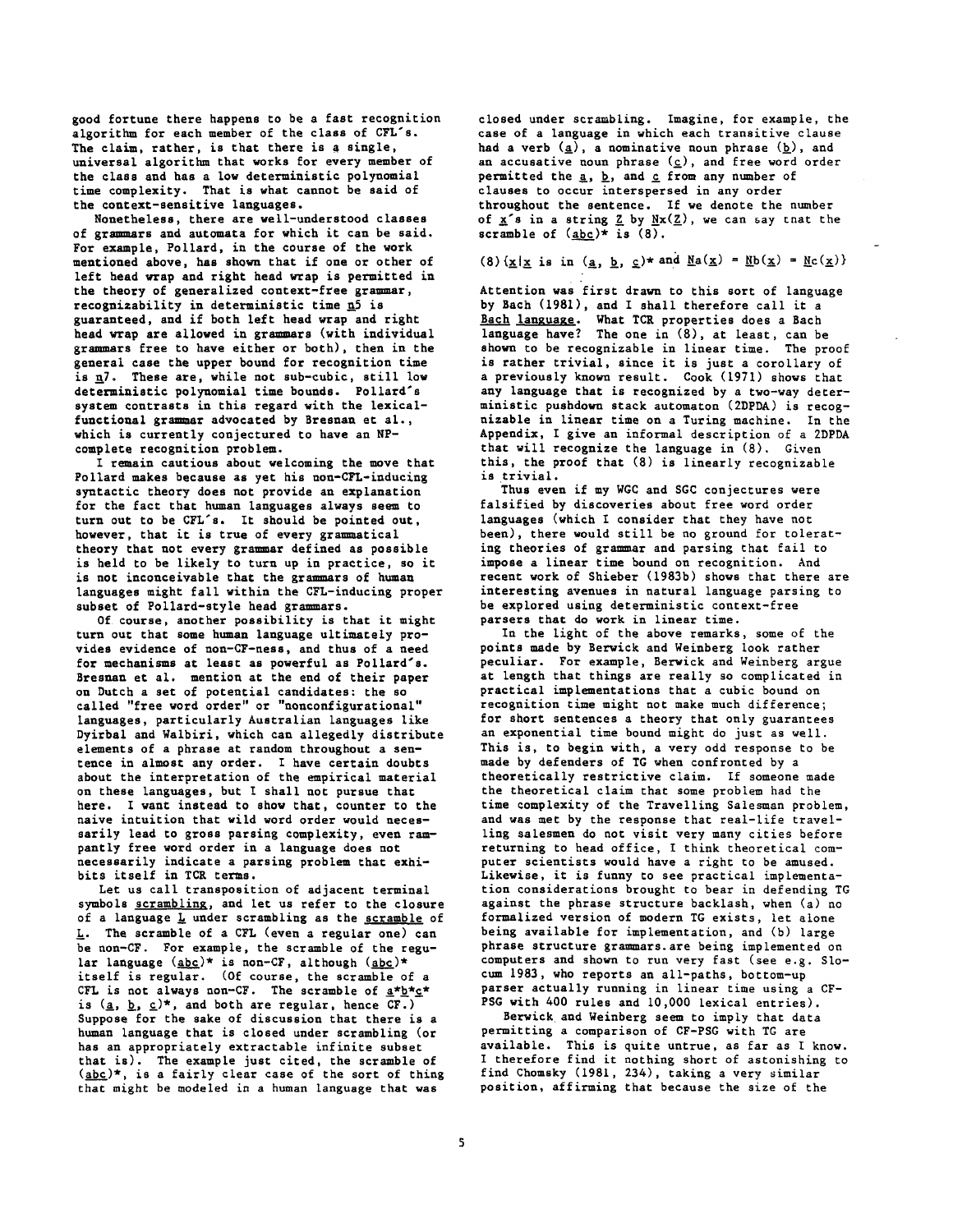good fortune there happens to be a fast recognition algorithm for each member of the class of CFL's. The claim, rather, is that there is a single, universal algorithm that works for every member of the class and has a low deterministic polynomial time complexity. That is what cannot be said of the context-sensitive languages.

Nonetheless, there are well-understood classes of grammars and automata for which it can be said. For example, Pollard, in the course of the work mentioned above, has shown that if one or other of left head wrap and right head wrap is permitted in the theory of generalized context-free grammar, recognizability in deterministic time $n^5$ is guaranteed, and if both left head wrap and right head wrap are allowed in grammars (with individual grammars free to have either or both), then in the general case the upper bound for recognition time is $n^7$. These are, while not sub-cubic, still low deterministic polynomial time bounds. Pollard's system contrasts in this regard with the lexical-functional grammar advocated by Bresnan et al., which is currently conjectured to have an NP-complete recognition problem.

I remain cautious about welcoming the move that Pollard makes because as yet his non-CFL-inducing syntactic theory does not provide an explanation for the fact that human languages always seem to turn out to be CFL's. It should be pointed out, however, that it is true of every grammatical theory that not every grammar defined as possible is held to be likely to turn up in practice, so it is not inconceivable that the grammars of human languages might fall within the CFL-inducing proper subset of Pollard-style head grammars.

Of course, another possibility is that it might turn out that some human language ultimately provides evidence of non-CF-ness, and thus of a need for mechanisms at least as powerful as Pollard's. Bresnan et al. mention at the end of their paper on Dutch a set of potential candidates: the so called "free word order" or "nonconfigurational" languages, particularly Australian languages like Dyirbal and Walbiri, which can allegedly distribute elements of a phrase at random throughout a sentence in almost any order. I have certain doubts about the interpretation of the empirical material on these languages, but I shall not pursue that here. I want instead to show that, counter to the naive intuition that wild word order would necessarily lead to gross parsing complexity, even rampantly free word order in a language does not necessarily indicate a parsing problem that exhibits itself in TCR terms.

Let us call transposition of adjacent terminal symbols *scrambling*, and let us refer to the closure of a language *L* under scrambling as the *scramble* of *L*. The scramble of a CFL (even a regular one) can be non-CF. For example, the scramble of the regular language $(abc)^*$ is non-CF, although $(abc)^*$ itself is regular. (Of course, the scramble of a CFL is not always non-CF. The scramble of $a^*b^*c^*$ is $(a, b, c)^*$, and both are regular, hence CF.) Suppose for the sake of discussion that there is a human language that is closed under scrambling (or has an appropriately extractable infinite subset that is). The example just cited, the scramble of $(abc)^*$, is a fairly clear case of the sort of thing that might be modeled in a human language that was closed under scrambling. Imagine, for example, the case of a language in which each transitive clause had a verb (*a*), a nominative noun phrase (*b*), and an accusative noun phrase (*c*), and free word order permitted the *a*, *b*, and *c* from any number of clauses to occur interspersed in any order throughout the sentence. If we denote the number of *x*'s in a string *Z* by $Nx(Z)$, we can say that the scramble of $(abc)^*$ is (8).

(8) $\{x \mid x \text{ is in } (a, b, c)^* \text{ and } Na(x) = Nb(x) = Nc(x)\}$

Attention was first drawn to this sort of language by Bach (1981), and I shall therefore call it a *Bach language*. What TCR properties does a Bach language have? The one in (8), at least, can be shown to be recognizable in linear time. The proof is rather trivial, since it is just a corollary of a previously known result. Cook (1971) shows that any language that is recognized by a two-way deterministic pushdown stack automaton (2DPDA) is recognizable in linear time on a Turing machine. In the Appendix, I give an informal description of a 2DPDA that will recognize the language in (8). Given this, the proof that (8) is linearly recognizable is trivial.

Thus even if my WGC and SGC conjectures were falsified by discoveries about free word order languages (which I consider that they have not been), there would still be no ground for tolerating theories of grammar and parsing that fail to impose a linear time bound on recognition. And recent work of Shieber (1983b) shows that there are interesting avenues in natural language parsing to be explored using deterministic context-free parsers that do work in linear time.

In the light of the above remarks, some of the points made by Berwick and Weinberg look rather peculiar. For example, Berwick and Weinberg argue at length that things are really so complicated in practical implementations that a cubic bound on recognition time might not make much difference; for short sentences a theory that only guarantees an exponential time bound might do just as well. This is, to begin with, a very odd response to be made by defenders of TG when confronted by a theoretically restrictive claim. If someone made the theoretical claim that some problem had the time complexity of the Travelling Salesman problem, and was met by the response that real-life travelling salesmen do not visit very many cities before returning to head office, I think theoretical computer scientists would have a right to be amused. Likewise, it is funny to see practical implementation considerations brought to bear in defending TG against the phrase structure backlash, when (a) no formalized version of modern TG exists, let alone being available for implementation, and (b) large phrase structure grammars are being implemented on computers and shown to run very fast (see e.g. Slocum 1983, who reports an all-paths, bottom-up parser actually running in linear time using a CF-PSG with 400 rules and 10,000 lexical entries).

Berwick and Weinberg seem to imply that data permitting a comparison of CF-PSG with TG are available. This is quite untrue, as far as I know. I therefore find it nothing short of astonishing to find Chomsky (1981, 234), taking a very similar position, affirming that because the size of the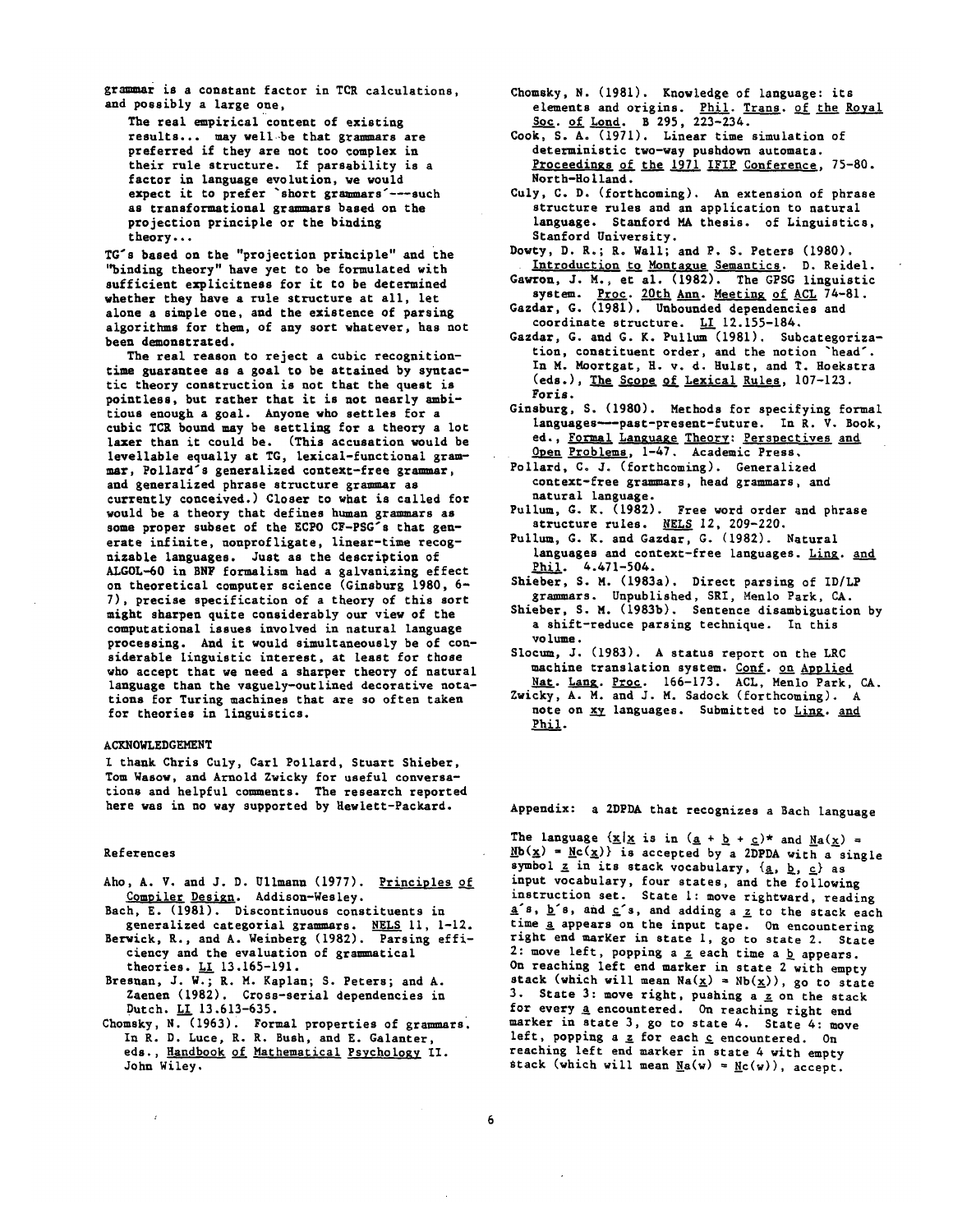grammar is a constant factor in TCR calculations, and possibly a large one,

> The real empirical content of existing results... may well be that grammars are preferred if they are not too complex in their rule structure. If parsability is a factor in language evolution, we would expect it to prefer 'short grammars'---such as transformational grammars based on the projection principle or the binding theory...

TG's based on the "projection principle" and the "binding theory" have yet to be formulated with sufficient explicitness for it to be determined whether they have a rule structure at all, let alone a simple one, and the existence of parsing algorithms for them, of any sort whatever, has not been demonstrated.

The real reason to reject a cubic recognition-time guarantee as a goal to be attained by syntactic theory construction is not that the quest is pointless, but rather that it is not nearly ambitious enough a goal. Anyone who settles for a cubic TCR bound may be settling for a theory a lot laxer than it could be. (This accusation would be levellable equally at TG, lexical-functional grammar, Pollard's generalized context-free grammar, and generalized phrase structure grammar as currently conceived.) Closer to what is called for would be a theory that defines human grammars as some proper subset of the ECPO CF-PSG's that generate infinite, nonprofligate, linear-time recognizable languages. Just as the description of ALGOL-60 in BNF formalism had a galvanizing effect on theoretical computer science (Ginsburg 1980, 6-7), precise specification of a theory of this sort might sharpen quite considerably our view of the computational issues involved in natural language processing. And it would simultaneously be of considerable linguistic interest, at least for those who accept that we need a sharper theory of natural language than the vaguely-outlined decorative notations for Turing machines that are so often taken for theories in linguistics.

## ACKNOWLEDGEMENT

I thank Chris Culy, Carl Pollard, Stuart Shieber, Tom Wasow, and Arnold Zwicky for useful conversations and helpful comments. The research reported here was in no way supported by Hewlett-Packard.

## References

Aho, A. V. and J. D. Ullmann (1977). Principles of Compiler Design. Addison-Wesley.

Bach, E. (1981). Discontinuous constituents in generalized categorial grammars. NELS 11, 1-12.

Berwick, R., and A. Weinberg (1982). Parsing efficiency and the evaluation of grammatical theories. LI 13.165-191.

Bresnan, J. W.; R. M. Kaplan; S. Peters; and A. Zaenen (1982). Cross-serial dependencies in Dutch. LI 13.613-635.

Chomsky, N. (1963). Formal properties of grammars. In R. D. Luce, R. R. Bush, and E. Galanter, eds., Handbook of Mathematical Psychology II. John Wiley.

Chomsky, N. (1981). Knowledge of language: its elements and origins. Phil. Trans. of the Royal Soc. of Lond. B 295, 223-234.

Cook, S. A. (1971). Linear time simulation of deterministic two-way pushdown automata. Proceedings of the 1971 IFIP Conference, 75-80. North-Holland.

Culy, C. D. (forthcoming). An extension of phrase structure rules and an application to natural language. Stanford MA thesis. of Linguistics, Stanford University.

Dowty, D. R.; R. Wall; and P. S. Peters (1980). Introduction to Montague Semantics. D. Reidel.

Gawron, J. M., et al. (1982). The GPSG linguistic system. Proc. 20th Ann. Meeting of ACL 74-81.

Gazdar, G. (1981). Unbounded dependencies and coordinate structure. LI 12.155-184.

Gazdar, G. and G. K. Pullum (1981). Subcategorization, constituent order, and the notion 'head'. In M. Moortgat, H. v. d. Hulst, and T. Hoekstra (eds.), The Scope of Lexical Rules, 107-123. Foris.

Ginsburg, S. (1980). Methods for specifying formal languages---past-present-future. In R. V. Book, ed., Formal Language Theory: Perspectives and Open Problems, 1-47. Academic Press.

Pollard, C. J. (forthcoming). Generalized context-free grammars, head grammars, and natural language.

Pullum, G. K. (1982). Free word order and phrase structure rules. NELS 12, 209-220.

Pullum, G. K. and Gazdar, G. (1982). Natural languages and context-free languages. Ling. and Phil. 4.471-504.

Shieber, S. M. (1983a). Direct parsing of ID/LP grammars. Unpublished, SRI, Menlo Park, CA.

Shieber, S. M. (1983b). Sentence disambiguation by a shift-reduce parsing technique. In this volume.

Slocum, J. (1983). A status report on the LRC machine translation system. Conf. on Applied Nat. Lang. Proc. 166-173. ACL, Menlo Park, CA.

Zwicky, A. M. and J. M. Sadock (forthcoming). A note on xy languages. Submitted to Ling. and Phil.

## Appendix: a 2DPDA that recognizes a Bach language

The language $\{x \mid x$ is in $(a + b + c)^*$ and $Na(x) = Nb(x) = Nc(x)\}$ is accepted by a 2DPDA with a single symbol $z$ in its stack vocabulary, $\{a, b, c\}$ as input vocabulary, four states, and the following instruction set. State 1: move rightward, reading $a$'s, $b$'s, and $c$'s, and adding a $z$ to the stack each time $a$ appears on the input tape. On encountering right end marker in state 1, go to state 2. State 2: move left, popping a $z$ each time a $b$ appears. On reaching left end marker in state 2 with empty stack (which will mean $Na(x) = Nb(x)$), go to state 3. State 3: move right, pushing a $z$ on the stack for every $a$ encountered. On reaching right end marker in state 3, go to state 4. State 4: move left, popping a $z$ for each $c$ encountered. On reaching left end marker in state 4 with empty stack (which will mean $Na(w) = Nc(w)$), accept.